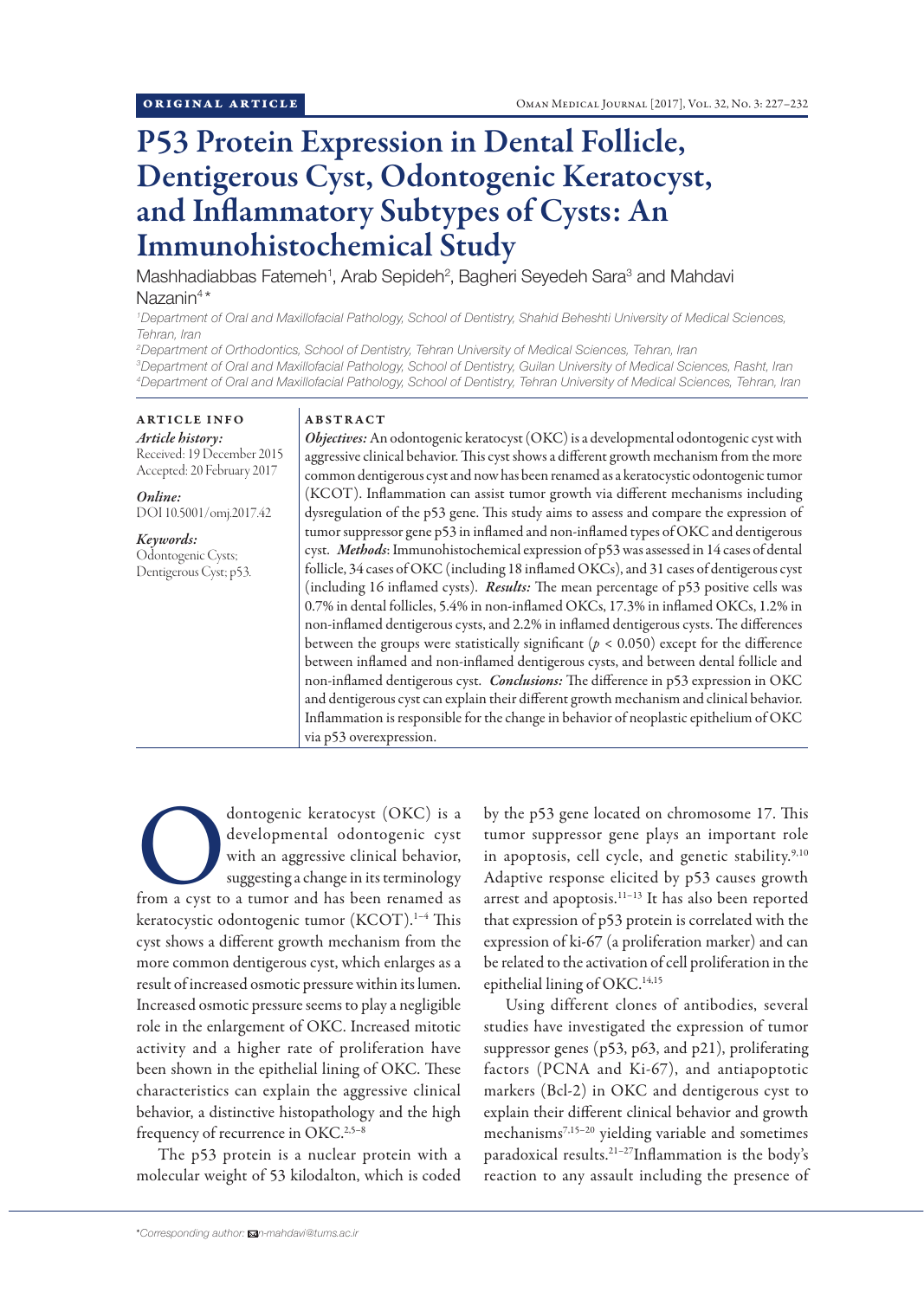ORIGINAL ARTICLE

# P53 Protein Expression in Dental Follicle, Dentigerous Cyst, Odontogenic Keratocyst, and Inflammatory Subtypes of Cysts: An Immunohistochemical Study

Mashhadiabbas Fatemeh[1], Arab Sepideh[2], Bagheri Seyedeh Sara[3] and Mahdavi Nazanin[4]*

[1]Department of Oral and Maxillofacial Pathology, School of Dentistry, Shahid Beheshti University of Medical Sciences, Tehran, Iran

[2]Department of Orthodontics, School of Dentistry, Tehran University of Medical Sciences, Tehran, Iran

[3]Department of Oral and Maxillofacial Pathology, School of Dentistry, Guilan University of Medical Sciences, Rasht, Iran

[4]Department of Oral and Maxillofacial Pathology, School of Dentistry, Tehran University of Medical Sciences, Tehran, Iran

**ARTICLE INFO**

*Article history:*
Received: 19 December 2015
Accepted: 20 February 2017

*Online:*
DOI 10.5001/omj.2017.42

*Keywords:*
Odontogenic Cysts; Dentigerous Cyst; p53.

**ABSTRACT**

***Objectives:*** An odontogenic keratocyst (OKC) is a developmental odontogenic cyst with aggressive clinical behavior. This cyst shows a different growth mechanism from the more common dentigerous cyst and now has been renamed as a keratocystic odontogenic tumor (KCOT). Inflammation can assist tumor growth via different mechanisms including dysregulation of the p53 gene. This study aims to assess and compare the expression of tumor suppressor gene p53 in inflamed and non-inflamed types of OKC and dentigerous cyst. ***Methods***: Immunohistochemical expression of p53 was assessed in 14 cases of dental follicle, 34 cases of OKC (including 18 inflamed OKCs), and 31 cases of dentigerous cyst (including 16 inflamed cysts). ***Results:*** The mean percentage of p53 positive cells was 0.7% in dental follicles, 5.4% in non-inflamed OKCs, 17.3% in inflamed OKCs, 1.2% in non-inflamed dentigerous cysts, and 2.2% in inflamed dentigerous cysts. The differences between the groups were statistically significant ($p < 0.050$) except for the difference between inflamed and non-inflamed dentigerous cysts, and between dental follicle and non-inflamed dentigerous cyst. ***Conclusions:*** The difference in p53 expression in OKC and dentigerous cyst can explain their different growth mechanism and clinical behavior. Inflammation is responsible for the change in behavior of neoplastic epithelium of OKC via p53 overexpression.

Odontogenic keratocyst (OKC) is a developmental odontogenic cyst with an aggressive clinical behavior, suggesting a change in its terminology from a cyst to a tumor and has been renamed as keratocystic odontogenic tumor (KCOT).[1–4] This cyst shows a different growth mechanism from the more common dentigerous cyst, which enlarges as a result of increased osmotic pressure within its lumen. Increased osmotic pressure seems to play a negligible role in the enlargement of OKC. Increased mitotic activity and a higher rate of proliferation have been shown in the epithelial lining of OKC. These characteristics can explain the aggressive clinical behavior, a distinctive histopathology and the high frequency of recurrence in OKC.[2,5–8]

The p53 protein is a nuclear protein with a molecular weight of 53 kilodalton, which is coded by the p53 gene located on chromosome 17. This tumor suppressor gene plays an important role in apoptosis, cell cycle, and genetic stability.[9,10] Adaptive response elicited by p53 causes growth arrest and apoptosis.[11–13] It has also been reported that expression of p53 protein is correlated with the expression of ki-67 (a proliferation marker) and can be related to the activation of cell proliferation in the epithelial lining of OKC.[14,15]

Using different clones of antibodies, several studies have investigated the expression of tumor suppressor genes (p53, p63, and p21), proliferating factors (PCNA and Ki-67), and antiapoptotic markers (Bcl-2) in OKC and dentigerous cyst to explain their different clinical behavior and growth mechanisms[7,15–20] yielding variable and sometimes paradoxical results.[21–27] Inflammation is the body's reaction to any assault including the presence of

*Corresponding author: n-mahdavi@tums.ac.ir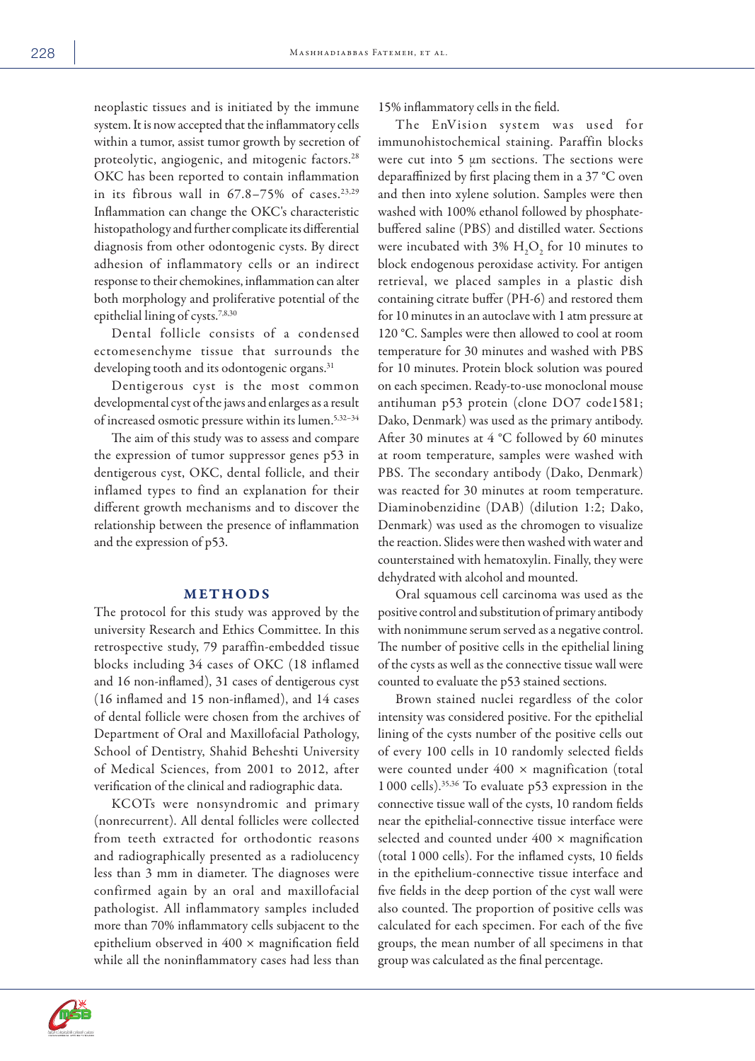neoplastic tissues and is initiated by the immune system. It is now accepted that the inflammatory cells within a tumor, assist tumor growth by secretion of proteolytic, angiogenic, and mitogenic factors.[28] OKC has been reported to contain inflammation in its fibrous wall in 67.8–75% of cases.[23,29] Inflammation can change the OKC's characteristic histopathology and further complicate its differential diagnosis from other odontogenic cysts. By direct adhesion of inflammatory cells or an indirect response to their chemokines, inflammation can alter both morphology and proliferative potential of the epithelial lining of cysts.[7,8,30]

Dental follicle consists of a condensed ectomesenchyme tissue that surrounds the developing tooth and its odontogenic organs.[31]

Dentigerous cyst is the most common developmental cyst of the jaws and enlarges as a result of increased osmotic pressure within its lumen.[5,32–34]

The aim of this study was to assess and compare the expression of tumor suppressor genes p53 in dentigerous cyst, OKC, dental follicle, and their inflamed types to find an explanation for their different growth mechanisms and to discover the relationship between the presence of inflammation and the expression of p53.

## METHODS

The protocol for this study was approved by the university Research and Ethics Committee. In this retrospective study, 79 paraffin-embedded tissue blocks including 34 cases of OKC (18 inflamed and 16 non-inflamed), 31 cases of dentigerous cyst (16 inflamed and 15 non-inflamed), and 14 cases of dental follicle were chosen from the archives of Department of Oral and Maxillofacial Pathology, School of Dentistry, Shahid Beheshti University of Medical Sciences, from 2001 to 2012, after verification of the clinical and radiographic data.

KCOTs were nonsyndromic and primary (nonrecurrent). All dental follicles were collected from teeth extracted for orthodontic reasons and radiographically presented as a radiolucency less than 3 mm in diameter. The diagnoses were confirmed again by an oral and maxillofacial pathologist. All inflammatory samples included more than 70% inflammatory cells subjacent to the epithelium observed in 400 × magnification field while all the noninflammatory cases had less than 15% inflammatory cells in the field.

The EnVision system was used for immunohistochemical staining. Paraffin blocks were cut into 5 µm sections. The sections were deparaffinized by first placing them in a 37 °C oven and then into xylene solution. Samples were then washed with 100% ethanol followed by phosphate-buffered saline (PBS) and distilled water. Sections were incubated with 3% $H_2O_2$ for 10 minutes to block endogenous peroxidase activity. For antigen retrieval, we placed samples in a plastic dish containing citrate buffer (PH-6) and restored them for 10 minutes in an autoclave with 1 atm pressure at 120 °C. Samples were then allowed to cool at room temperature for 30 minutes and washed with PBS for 10 minutes. Protein block solution was poured on each specimen. Ready-to-use monoclonal mouse antihuman p53 protein (clone DO7 code1581; Dako, Denmark) was used as the primary antibody. After 30 minutes at 4 °C followed by 60 minutes at room temperature, samples were washed with PBS. The secondary antibody (Dako, Denmark) was reacted for 30 minutes at room temperature. Diaminobenzidine (DAB) (dilution 1:2; Dako, Denmark) was used as the chromogen to visualize the reaction. Slides were then washed with water and counterstained with hematoxylin. Finally, they were dehydrated with alcohol and mounted.

Oral squamous cell carcinoma was used as the positive control and substitution of primary antibody with nonimmune serum served as a negative control. The number of positive cells in the epithelial lining of the cysts as well as the connective tissue wall were counted to evaluate the p53 stained sections.

Brown stained nuclei regardless of the color intensity was considered positive. For the epithelial lining of the cysts number of the positive cells out of every 100 cells in 10 randomly selected fields were counted under 400 × magnification (total 1 000 cells).[35,36] To evaluate p53 expression in the connective tissue wall of the cysts, 10 random fields near the epithelial-connective tissue interface were selected and counted under 400 × magnification (total 1 000 cells). For the inflamed cysts, 10 fields in the epithelium-connective tissue interface and five fields in the deep portion of the cyst wall were also counted. The proportion of positive cells was calculated for each specimen. For each of the five groups, the mean number of all specimens in that group was calculated as the final percentage.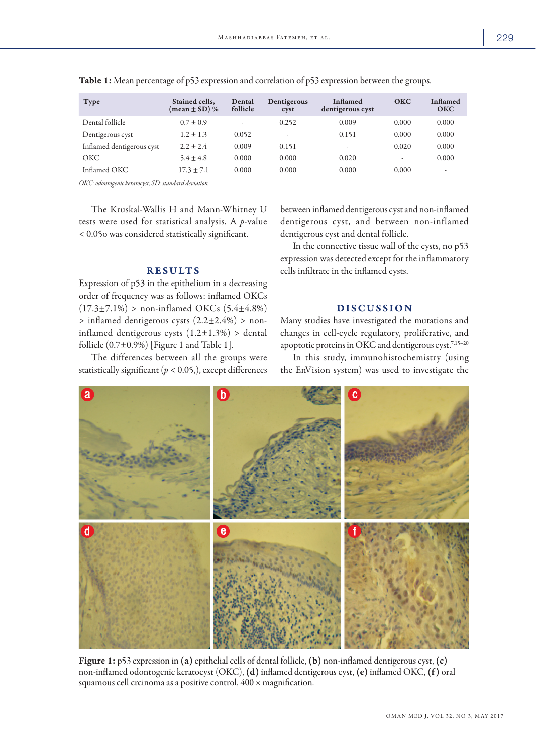**Table 1:** Mean percentage of p53 expression and correlation of p53 expression between the groups.

| Type | Stained cells, (mean ± SD) % | Dental follicle | Dentigerous cyst | Inflamed dentigerous cyst | OKC | Inflamed OKC |
|---|---|---|---|---|---|---|
| Dental follicle | 0.7 ± 0.9 | - | 0.252 | 0.009 | 0.000 | 0.000 |
| Dentigerous cyst | 1.2 ± 1.3 | 0.052 | - | 0.151 | 0.000 | 0.000 |
| Inflamed dentigerous cyst | 2.2 ± 2.4 | 0.009 | 0.151 | - | 0.020 | 0.000 |
| OKC | 5.4 ± 4.8 | 0.000 | 0.000 | 0.020 | - | 0.000 |
| Inflamed OKC | 17.3 ± 7.1 | 0.000 | 0.000 | 0.000 | 0.000 | - |

*OKC: odontogenic keratocyst; SD: standard deviation.*

The Kruskal-Wallis H and Mann-Whitney U tests were used for statistical analysis. A *p*-value < 0.05o was considered statistically significant.

## RESULTS

Expression of p53 in the epithelium in a decreasing order of frequency was as follows: inflamed OKCs (17.3±7.1%) > non-inflamed OKCs (5.4±4.8%) > inflamed dentigerous cysts (2.2±2.4%) > non-inflamed dentigerous cysts (1.2±1.3%) > dental follicle (0.7±0.9%) [Figure 1 and Table 1].

The differences between all the groups were statistically significant ($p < 0.05$,), except differences between inflamed dentigerous cyst and non-inflamed dentigerous cyst, and between non-inflamed dentigerous cyst and dental follicle.

In the connective tissue wall of the cysts, no p53 expression was detected except for the inflammatory cells infiltrate in the inflamed cysts.

## DISCUSSION

Many studies have investigated the mutations and changes in cell-cycle regulatory, proliferative, and apoptotic proteins in OKC and dentigerous cyst.[7,15–20]

In this study, immunohistochemistry (using the EnVision system) was used to investigate the

**Figure 1:** p53 expression in **(a)** epithelial cells of dental follicle, **(b)** non-inflamed dentigerous cyst, **(c)** non-inflamed odontogenic keratocyst (OKC), **(d)** inflamed dentigerous cyst, **(e)** inflamed OKC, **(f)** oral squamous cell crcinoma as a positive control, 400 × magnification.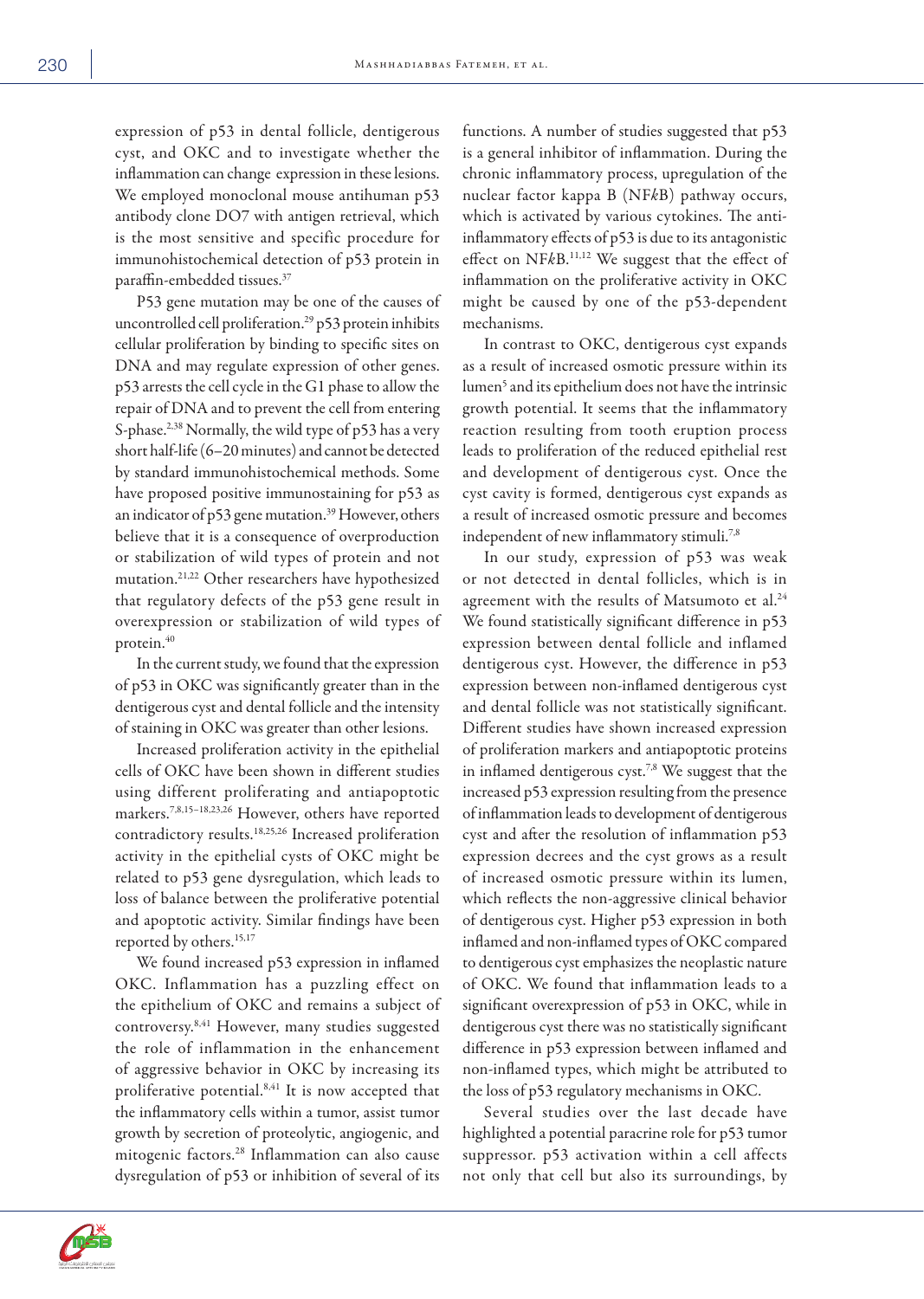expression of p53 in dental follicle, dentigerous cyst, and OKC and to investigate whether the inflammation can change expression in these lesions. We employed monoclonal mouse antihuman p53 antibody clone DO7 with antigen retrieval, which is the most sensitive and specific procedure for immunohistochemical detection of p53 protein in paraffin-embedded tissues.[37]

P53 gene mutation may be one of the causes of uncontrolled cell proliferation.[29] p53 protein inhibits cellular proliferation by binding to specific sites on DNA and may regulate expression of other genes. p53 arrests the cell cycle in the G1 phase to allow the repair of DNA and to prevent the cell from entering S-phase.[2,38] Normally, the wild type of p53 has a very short half-life (6–20 minutes) and cannot be detected by standard immunohistochemical methods. Some have proposed positive immunostaining for p53 as an indicator of p53 gene mutation.[39] However, others believe that it is a consequence of overproduction or stabilization of wild types of protein and not mutation.[21,22] Other researchers have hypothesized that regulatory defects of the p53 gene result in overexpression or stabilization of wild types of protein.[40]

In the current study, we found that the expression of p53 in OKC was significantly greater than in the dentigerous cyst and dental follicle and the intensity of staining in OKC was greater than other lesions.

Increased proliferation activity in the epithelial cells of OKC have been shown in different studies using different proliferating and antiapoptotic markers.[7,8,15–18,23,26] However, others have reported contradictory results.[18,25,26] Increased proliferation activity in the epithelial cysts of OKC might be related to p53 gene dysregulation, which leads to loss of balance between the proliferative potential and apoptotic activity. Similar findings have been reported by others.[15,17]

We found increased p53 expression in inflamed OKC. Inflammation has a puzzling effect on the epithelium of OKC and remains a subject of controversy.[8,41] However, many studies suggested the role of inflammation in the enhancement of aggressive behavior in OKC by increasing its proliferative potential.[8,41] It is now accepted that the inflammatory cells within a tumor, assist tumor growth by secretion of proteolytic, angiogenic, and mitogenic factors.[28] Inflammation can also cause dysregulation of p53 or inhibition of several of its functions. A number of studies suggested that p53 is a general inhibitor of inflammation. During the chronic inflammatory process, upregulation of the nuclear factor kappa B (NF*k*B) pathway occurs, which is activated by various cytokines. The anti-inflammatory effects of p53 is due to its antagonistic effect on NF*k*B.[11,12] We suggest that the effect of inflammation on the proliferative activity in OKC might be caused by one of the p53-dependent mechanisms.

In contrast to OKC, dentigerous cyst expands as a result of increased osmotic pressure within its lumen[5] and its epithelium does not have the intrinsic growth potential. It seems that the inflammatory reaction resulting from tooth eruption process leads to proliferation of the reduced epithelial rest and development of dentigerous cyst. Once the cyst cavity is formed, dentigerous cyst expands as a result of increased osmotic pressure and becomes independent of new inflammatory stimuli.[7,8]

In our study, expression of p53 was weak or not detected in dental follicles, which is in agreement with the results of Matsumoto et al.[24] We found statistically significant difference in p53 expression between dental follicle and inflamed dentigerous cyst. However, the difference in p53 expression between non-inflamed dentigerous cyst and dental follicle was not statistically significant. Different studies have shown increased expression of proliferation markers and antiapoptotic proteins in inflamed dentigerous cyst.[7,8] We suggest that the increased p53 expression resulting from the presence of inflammation leads to development of dentigerous cyst and after the resolution of inflammation p53 expression decrees and the cyst grows as a result of increased osmotic pressure within its lumen, which reflects the non-aggressive clinical behavior of dentigerous cyst. Higher p53 expression in both inflamed and non-inflamed types of OKC compared to dentigerous cyst emphasizes the neoplastic nature of OKC. We found that inflammation leads to a significant overexpression of p53 in OKC, while in dentigerous cyst there was no statistically significant difference in p53 expression between inflamed and non-inflamed types, which might be attributed to the loss of p53 regulatory mechanisms in OKC.

Several studies over the last decade have highlighted a potential paracrine role for p53 tumor suppressor. p53 activation within a cell affects not only that cell but also its surroundings, by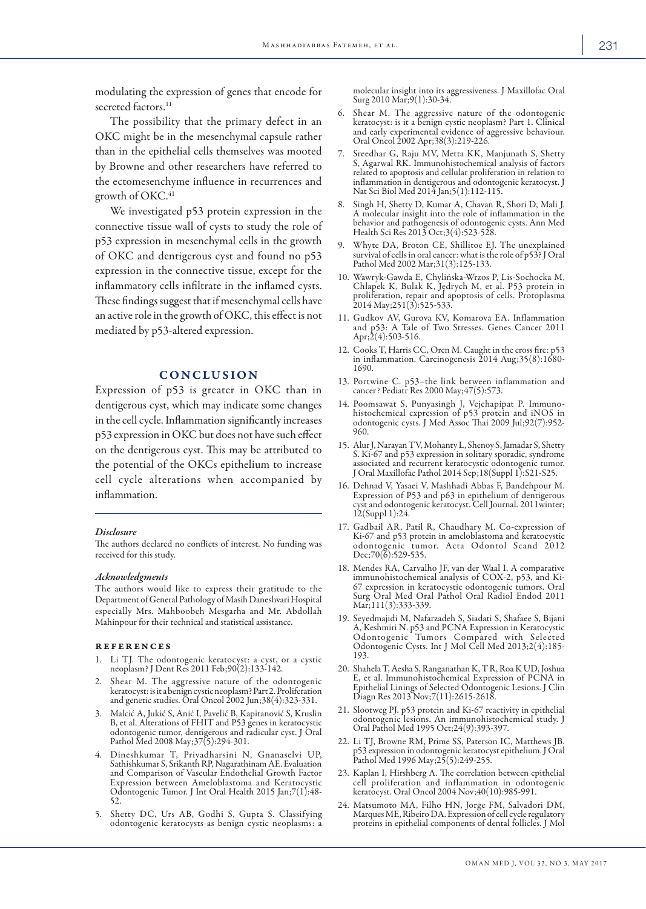modulating the expression of genes that encode for secreted factors.[11]

The possibility that the primary defect in an OKC might be in the mesenchymal capsule rather than in the epithelial cells themselves was mooted by Browne and other researchers have referred to the ectomesenchyme influence in recurrences and growth of OKC.[41]

We investigated p53 protein expression in the connective tissue wall of cysts to study the role of p53 expression in mesenchymal cells in the growth of OKC and dentigerous cyst and found no p53 expression in the connective tissue, except for the inflammatory cells infiltrate in the inflamed cysts. These findings suggest that if mesenchymal cells have an active role in the growth of OKC, this effect is not mediated by p53-altered expression.

## CONCLUSION

Expression of p53 is greater in OKC than in dentigerous cyst, which may indicate some changes in the cell cycle. Inflammation significantly increases p53 expression in OKC but does not have such effect on the dentigerous cyst. This may be attributed to the potential of the OKCs epithelium to increase cell cycle alterations when accompanied by inflammation.

### *Disclosure*

The authors declared no conflicts of interest. No funding was received for this study.

### *Acknowledgments*

The authors would like to express their gratitude to the Department of General Pathology of Masih Daneshvari Hospital especially Mrs. Mahboobeh Mesgarha and Mr. Abdollah Mahinpour for their technical and statistical assistance.

### REFERENCES

1. Li TJ. The odontogenic keratocyst: a cyst, or a cystic neoplasm? J Dent Res 2011 Feb;90(2):133-142.
2. Shear M. The aggressive nature of the odontogenic keratocyst: is it a benign cystic neoplasm? Part 2. Proliferation and genetic studies. Oral Oncol 2002 Jun;38(4):323-331.
3. Malcić A, Jukić S, Anić I, Pavelić B, Kapitanović S, Kruslin B, et al. Alterations of FHIT and P53 genes in keratocystic odontogenic tumor, dentigerous and radicular cyst. J Oral Pathol Med 2008 May;37(5):294-301.
4. Dineshkumar T, Priyadharsini N, Gnanaselvi UP, Sathishkumar S, Srikanth RP, Nagarathinam AE. Evaluation and Comparison of Vascular Endothelial Growth Factor Expression between Ameloblastoma and Keratocystic Odontogenic Tumor. J Int Oral Health 2015 Jan;7(1):48-52.
5. Shetty DC, Urs AB, Godhi S, Gupta S. Classifying odontogenic keratocysts as benign cystic neoplasms: a molecular insight into its aggressiveness. J Maxillofac Oral Surg 2010 Mar;9(1):30-34.
6. Shear M. The aggressive nature of the odontogenic keratocyst: is it a benign cystic neoplasm? Part 1. Clinical and early experimental evidence of aggressive behaviour. Oral Oncol 2002 Apr;38(3):219-226.
7. Sreedhar G, Raju MV, Metta KK, Manjunath S, Shetty S, Agarwal RK. Immunohistochemical analysis of factors related to apoptosis and cellular proliferation in relation to inflammation in dentigerous and odontogenic keratocyst. J Nat Sci Biol Med 2014 Jan;5(1):112-115.
8. Singh H, Shetty D, Kumar A, Chavan R, Shori D, Mali J. A molecular insight into the role of inflammation in the behavior and pathogenesis of odontogenic cysts. Ann Med Health Sci Res 2013 Oct;3(4):523-528.
9. Whyte DA, Broton CE, Shillitoe EJ. The unexplained survival of cells in oral cancer: what is the role of p53? J Oral Pathol Med 2002 Mar;31(3):125-133.
10. Wawryk-Gawda E, Chylińska-Wrzos P, Lis-Sochocka M, Chłapek K, Bulak K, Jędrych M, et al. P53 protein in proliferation, repair and apoptosis of cells. Protoplasma 2014 May;251(3):525-533.
11. Gudkov AV, Gurova KV, Komarova EA. Inflammation and p53: A Tale of Two Stresses. Genes Cancer 2011 Apr;2(4):503-516.
12. Cooks T, Harris CC, Oren M. Caught in the cross fire: p53 in inflammation. Carcinogenesis 2014 Aug;35(8):1680-1690.
13. Portwine C. p53–the link between inflammation and cancer? Pediatr Res 2000 May;47(5):573.
14. Poomsawat S, Punyasingh J, Vejchapipat P. Immunohistochemical expression of p53 protein and iNOS in odontogenic cysts. J Med Assoc Thai 2009 Jul;92(7):952-960.
15. Alur J, Narayan TV, Mohanty L, Shenoy S, Jamadar S, Shetty S. Ki-67 and p53 expression in solitary sporadic, syndrome associated and recurrent keratocystic odontogenic tumor. J Oral Maxillofac Pathol 2014 Sep;18(Suppl 1):S21-S25.
16. Dehnad V, Yasaei V, Mashhadi Abbas F, Bandehpour M. Expression of P53 and p63 in epithelium of dentigerous cyst and odontogenic keratocyst. Cell Journal. 2011winter;12(Suppl 1):24.
17. Gadbail AR, Patil R, Chaudhary M. Co-expression of Ki-67 and p53 protein in ameloblastoma and keratocystic odontogenic tumor. Acta Odontol Scand 2012 Dec;70(6):529-535.
18. Mendes RA, Carvalho JF, van der Waal I. A comparative immunohistochemical analysis of COX-2, p53, and Ki-67 expression in keratocystic odontogenic tumors. Oral Surg Oral Med Oral Pathol Oral Radiol Endod 2011 Mar;111(3):333-339.
19. Seyedmajidi M, Nafarzadeh S, Siadati S, Shafaee S, Bijani A, Keshmiri N. p53 and PCNA Expression in Keratocystic Odontogenic Tumors Compared with Selected Odontogenic Cysts. Int J Mol Cell Med 2013;2(4):185-193.
20. Shahela T, Aesha S, Ranganathan K, T R, Roa K UD, Joshua E, et al. Immunohistochemical Expression of PCNA in Epithelial Linings of Selected Odontogenic Lesions. J Clin Diagn Res 2013 Nov;7(11):2615-2618.
21. Slootweg PJ. p53 protein and Ki-67 reactivity in epithelial odontogenic lesions. An immunohistochemical study. J Oral Pathol Med 1995 Oct;24(9):393-397.
22. Li TJ, Browne RM, Prime SS, Paterson IC, Matthews JB. p53 expression in odontogenic keratocyst epithelium. J Oral Pathol Med 1996 May;25(5):249-255.
23. Kaplan I, Hirshberg A. The correlation between epithelial cell proliferation and inflammation in odontogenic keratocyst. Oral Oncol 2004 Nov;40(10):985-991.
24. Matsumoto MA, Filho HN, Jorge FM, Salvadori DM, Marques ME, Ribeiro DA. Expression of cell cycle regulatory proteins in epithelial components of dental follicles. J Mol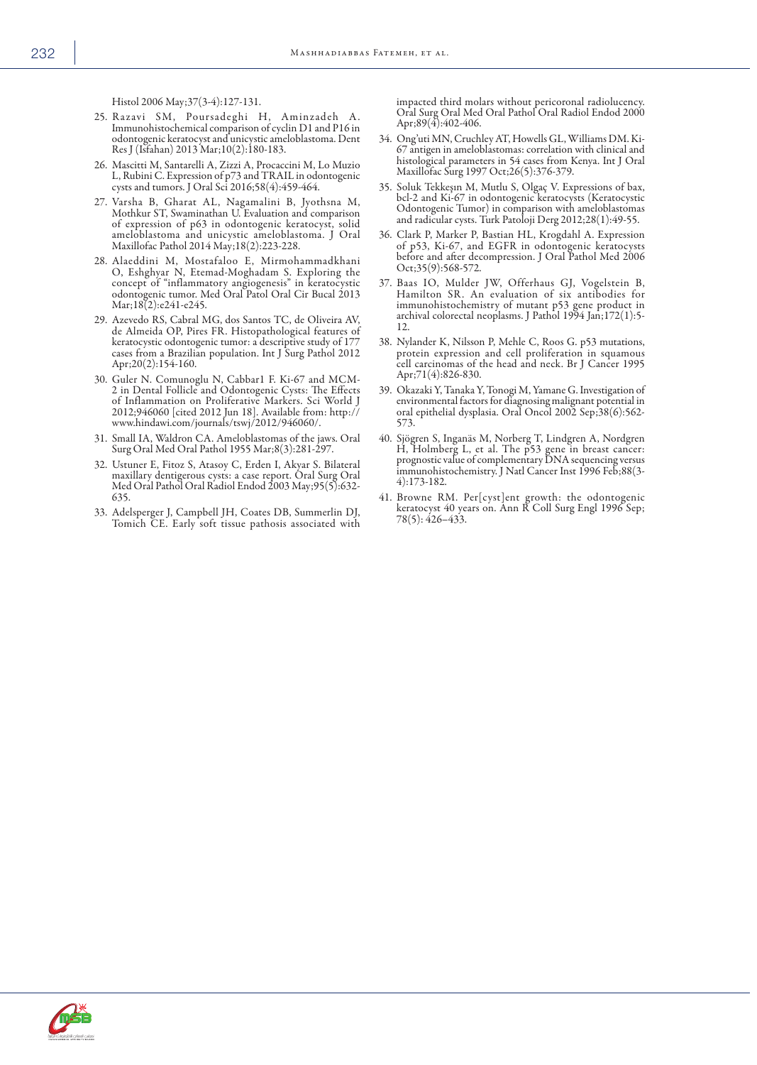Histol 2006 May;37(3-4):127-131.

25. Razavi SM, Poursadeghi H, Aminzadeh A. Immunohistochemical comparison of cyclin D1 and P16 in odontogenic keratocyst and unicystic ameloblastoma. Dent Res J (Isfahan) 2013 Mar;10(2):180-183.
26. Mascitti M, Santarelli A, Zizzi A, Procaccini M, Lo Muzio L, Rubini C. Expression of p73 and TRAIL in odontogenic cysts and tumors. J Oral Sci 2016;58(4):459-464.
27. Varsha B, Gharat AL, Nagamalini B, Jyothsna M, Mothkur ST, Swaminathan U. Evaluation and comparison of expression of p63 in odontogenic keratocyst, solid ameloblastoma and unicystic ameloblastoma. J Oral Maxillofac Pathol 2014 May;18(2):223-228.
28. Alaeddini M, Mostafaloo E, Mirmohammadkhani O, Eshghyar N, Etemad-Moghadam S. Exploring the concept of "inflammatory angiogenesis" in keratocystic odontogenic tumor. Med Oral Patol Oral Cir Bucal 2013 Mar;18(2):e241-e245.
29. Azevedo RS, Cabral MG, dos Santos TC, de Oliveira AV, de Almeida OP, Pires FR. Histopathological features of keratocystic odontogenic tumor: a descriptive study of 177 cases from a Brazilian population. Int J Surg Pathol 2012 Apr;20(2):154-160.
30. Guler N. Comunoglu N, Cabbar1 F. Ki-67 and MCM-2 in Dental Follicle and Odontogenic Cysts: The Effects of Inflammation on Proliferative Markers. Sci World J 2012;946060 [cited 2012 Jun 18]. Available from: http://www.hindawi.com/journals/tswj/2012/946060/.
31. Small IA, Waldron CA. Ameloblastomas of the jaws. Oral Surg Oral Med Oral Pathol 1955 Mar;8(3):281-297.
32. Ustuner E, Fitoz S, Atasoy C, Erden I, Akyar S. Bilateral maxillary dentigerous cysts: a case report. Oral Surg Oral Med Oral Pathol Oral Radiol Endod 2003 May;95(5):632-635.
33. Adelsperger J, Campbell JH, Coates DB, Summerlin DJ, Tomich CE. Early soft tissue pathosis associated with impacted third molars without pericoronal radiolucency. Oral Surg Oral Med Oral Pathol Oral Radiol Endod 2000 Apr;89(4):402-406.
34. Ong'uti MN, Cruchley AT, Howells GL, Williams DM. Ki-67 antigen in ameloblastomas: correlation with clinical and histological parameters in 54 cases from Kenya. Int J Oral Maxillofac Surg 1997 Oct;26(5):376-379.
35. Soluk Tekkeşın M, Mutlu S, Olgaç V. Expressions of bax, bcl-2 and Ki-67 in odontogenic keratocysts (Keratocystic Odontogenic Tumor) in comparison with ameloblastomas and radicular cysts. Turk Patoloji Derg 2012;28(1):49-55.
36. Clark P, Marker P, Bastian HL, Krogdahl A. Expression of p53, Ki-67, and EGFR in odontogenic keratocysts before and after decompression. J Oral Pathol Med 2006 Oct;35(9):568-572.
37. Baas IO, Mulder JW, Offerhaus GJ, Vogelstein B, Hamilton SR. An evaluation of six antibodies for immunohistochemistry of mutant p53 gene product in archival colorectal neoplasms. J Pathol 1994 Jan;172(1):5-12.
38. Nylander K, Nilsson P, Mehle C, Roos G. p53 mutations, protein expression and cell proliferation in squamous cell carcinomas of the head and neck. Br J Cancer 1995 Apr;71(4):826-830.
39. Okazaki Y, Tanaka Y, Tonogi M, Yamane G. Investigation of environmental factors for diagnosing malignant potential in oral epithelial dysplasia. Oral Oncol 2002 Sep;38(6):562-573.
40. Sjögren S, Inganäs M, Norberg T, Lindgren A, Nordgren H, Holmberg L, et al. The p53 gene in breast cancer: prognostic value of complementary DNA sequencing versus immunohistochemistry. J Natl Cancer Inst 1996 Feb;88(3-4):173-182.
41. Browne RM. Per[cyst]ent growth: the odontogenic keratocyst 40 years on. Ann R Coll Surg Engl 1996 Sep;78(5): 426–433.